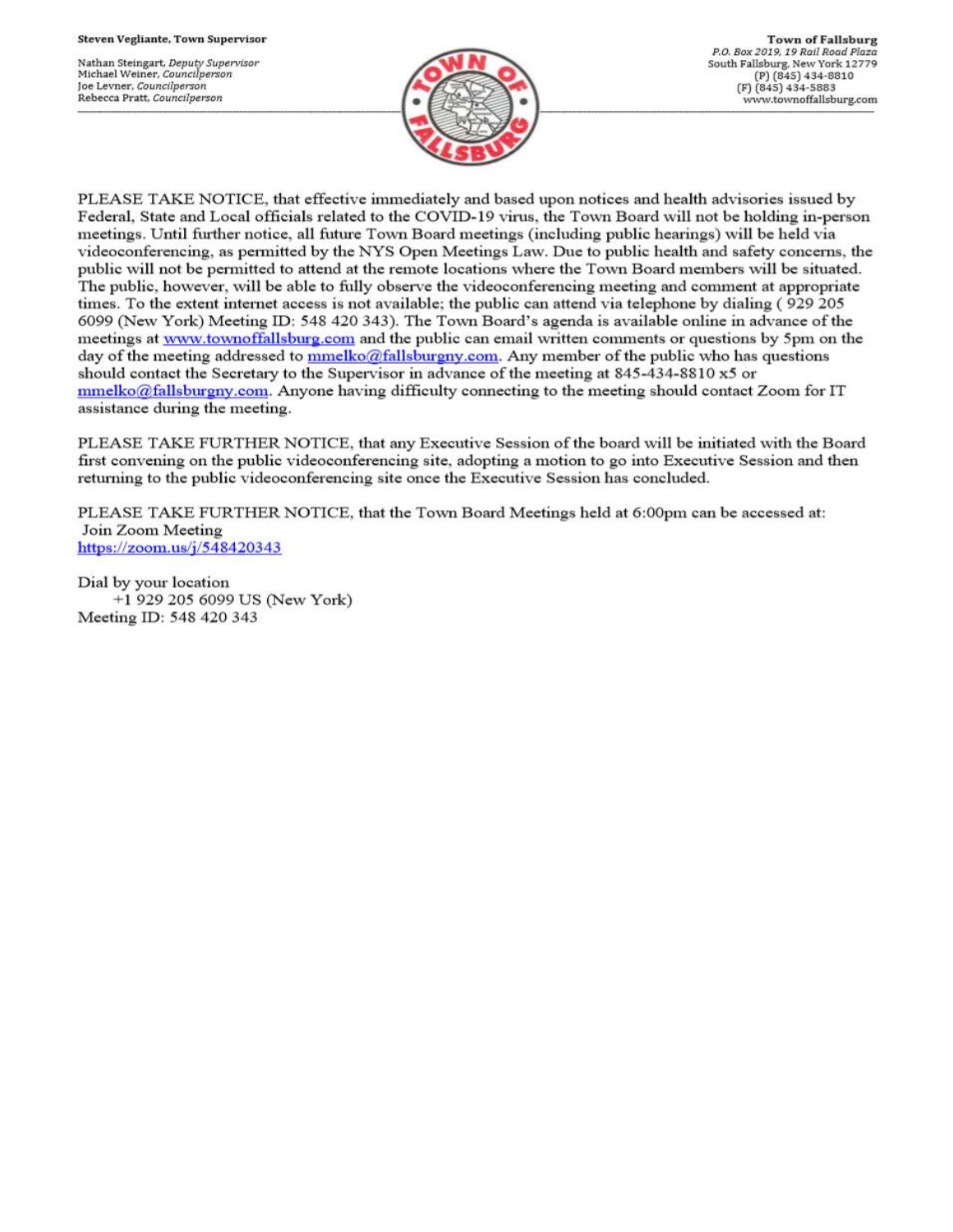**Steven Vegliante, Town Supervisor**

Nathan Steingart, *Deputy Supervisor*
Michael Weiner, *Councilperson*
Joe Levner, *Councilperson*
Rebecca Pratt, *Councilperson*

**Town of Fallsburg**
*P.O. Box 2019, 19 Rail Road Plaza*
South Fallsburg, New York 12779
(P) (845) 434-8810
(F) (845) 434-5883
www.townoffallsburg.com

---

PLEASE TAKE NOTICE, that effective immediately and based upon notices and health advisories issued by Federal, State and Local officials related to the COVID-19 virus, the Town Board will not be holding in-person meetings. Until further notice, all future Town Board meetings (including public hearings) will be held via videoconferencing, as permitted by the NYS Open Meetings Law. Due to public health and safety concerns, the public will not be permitted to attend at the remote locations where the Town Board members will be situated. The public, however, will be able to fully observe the videoconferencing meeting and comment at appropriate times. To the extent internet access is not available; the public can attend via telephone by dialing ( 929 205 6099 (New York) Meeting ID: 548 420 343). The Town Board's agenda is available online in advance of the meetings at www.townoffallsburg.com and the public can email written comments or questions by 5pm on the day of the meeting addressed to mmelko@fallsburgny.com. Any member of the public who has questions should contact the Secretary to the Supervisor in advance of the meeting at 845-434-8810 x5 or mmelko@fallsburgny.com. Anyone having difficulty connecting to the meeting should contact Zoom for IT assistance during the meeting.

PLEASE TAKE FURTHER NOTICE, that any Executive Session of the board will be initiated with the Board first convening on the public videoconferencing site, adopting a motion to go into Executive Session and then returning to the public videoconferencing site once the Executive Session has concluded.

PLEASE TAKE FURTHER NOTICE, that the Town Board Meetings held at 6:00pm can be accessed at:
Join Zoom Meeting
https://zoom.us/j/548420343

Dial by your location
+1 929 205 6099 US (New York)
Meeting ID: 548 420 343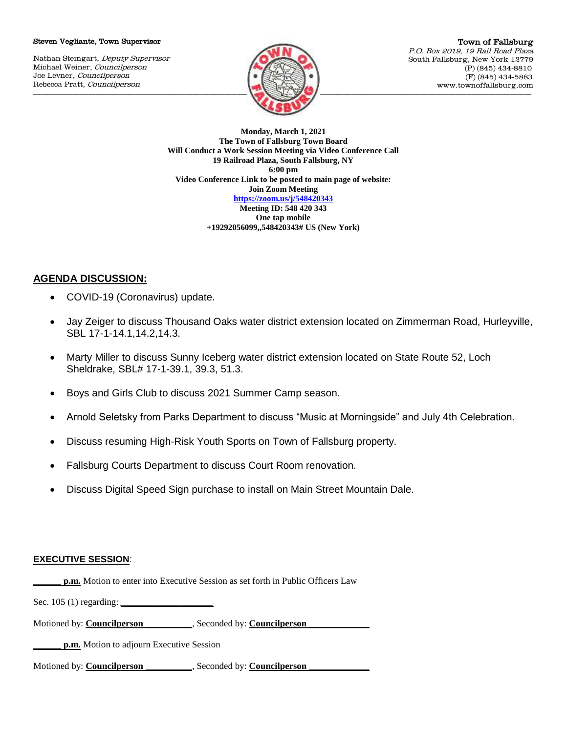Steven Vegliante, Town Supervisor

Nathan Steingart, *Deputy Supervisor*
Michael Weiner, *Councilperson*
Joe Levner, *Councilperson*
Rebecca Pratt, *Councilperson*

Town of Fallsburg
*P.O. Box 2019, 19 Rail Road Plaza*
South Fallsburg, New York 12779
(P) (845) 434-8810
(F) (845) 434-5883
www.townoffallsburg.com

**Monday, March 1, 2021**
**The Town of Fallsburg Town Board**
**Will Conduct a Work Session Meeting via Video Conference Call**
**19 Railroad Plaza, South Fallsburg, NY**
**6:00 pm**
**Video Conference Link to be posted to main page of website:**
**Join Zoom Meeting**
**https://zoom.us/j/548420343**
**Meeting ID: 548 420 343**
**One tap mobile**
**+19292056099,,548420343# US (New York)**

## AGENDA DISCUSSION:

- COVID-19 (Coronavirus) update.
- Jay Zeiger to discuss Thousand Oaks water district extension located on Zimmerman Road, Hurleyville, SBL 17-1-14.1,14.2,14.3.
- Marty Miller to discuss Sunny Iceberg water district extension located on State Route 52, Loch Sheldrake, SBL# 17-1-39.1, 39.3, 51.3.
- Boys and Girls Club to discuss 2021 Summer Camp season.
- Arnold Seletsky from Parks Department to discuss "Music at Morningside" and July 4th Celebration.
- Discuss resuming High-Risk Youth Sports on Town of Fallsburg property.
- Fallsburg Courts Department to discuss Court Room renovation.
- Discuss Digital Speed Sign purchase to install on Main Street Mountain Dale.

## EXECUTIVE SESSION:

**______ p.m.** Motion to enter into Executive Session as set forth in Public Officers Law

Sec. 105 (1) regarding: ___________________

Motioned by: **Councilperson __________**, Seconded by: **Councilperson _____________**

**______ p.m.** Motion to adjourn Executive Session

Motioned by: **Councilperson __________**, Seconded by: **Councilperson _____________**